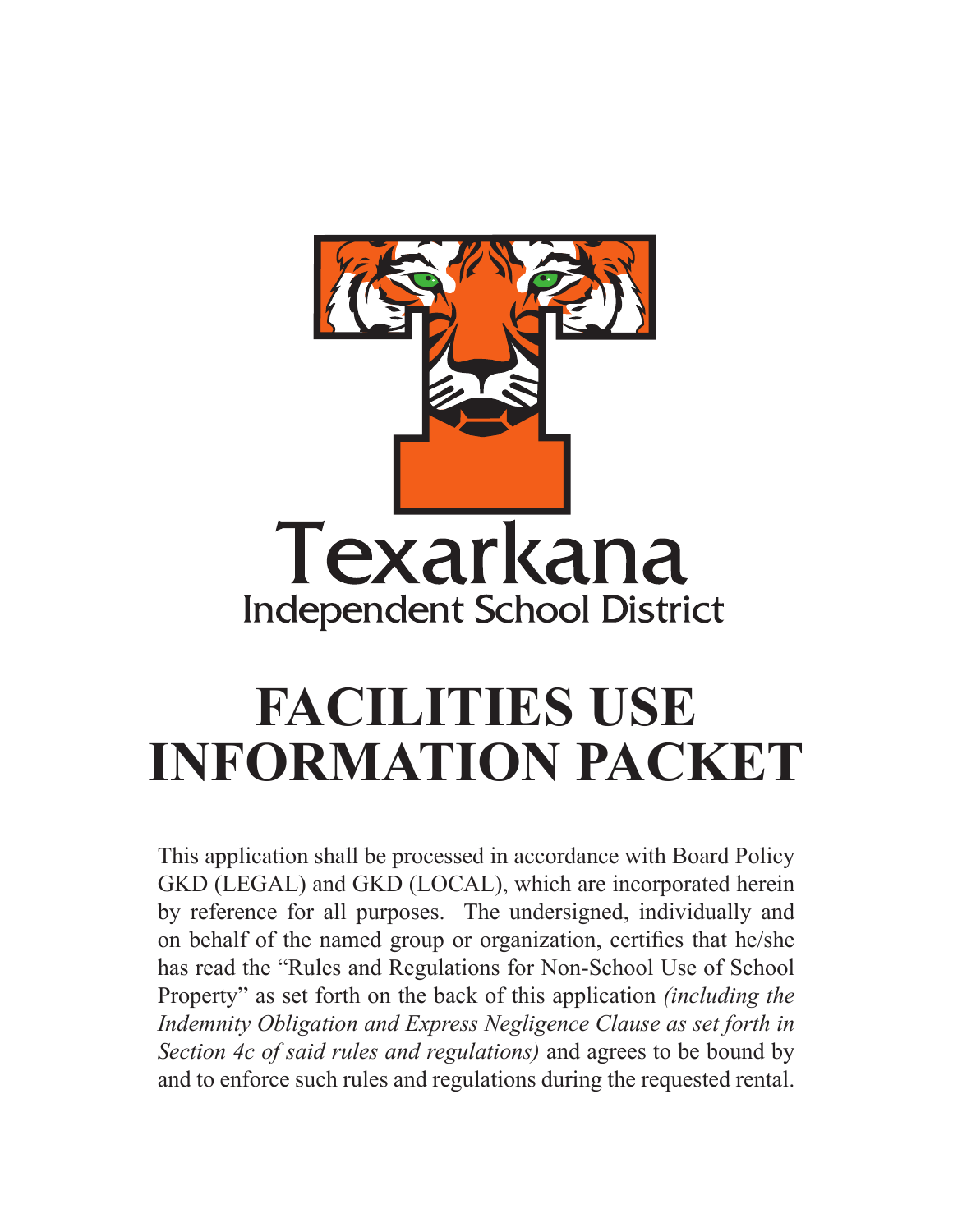Texarkana

Independent School District

# FACILITIES USE INFORMATION PACKET

This application shall be processed in accordance with Board Policy GKD (LEGAL) and GKD (LOCAL), which are incorporated herein by reference for all purposes. The undersigned, individually and on behalf of the named group or organization, certifies that he/she has read the "Rules and Regulations for Non-School Use of School Property" as set forth on the back of this application *(including the Indemnity Obligation and Express Negligence Clause as set forth in Section 4c of said rules and regulations)* and agrees to be bound by and to enforce such rules and regulations during the requested rental.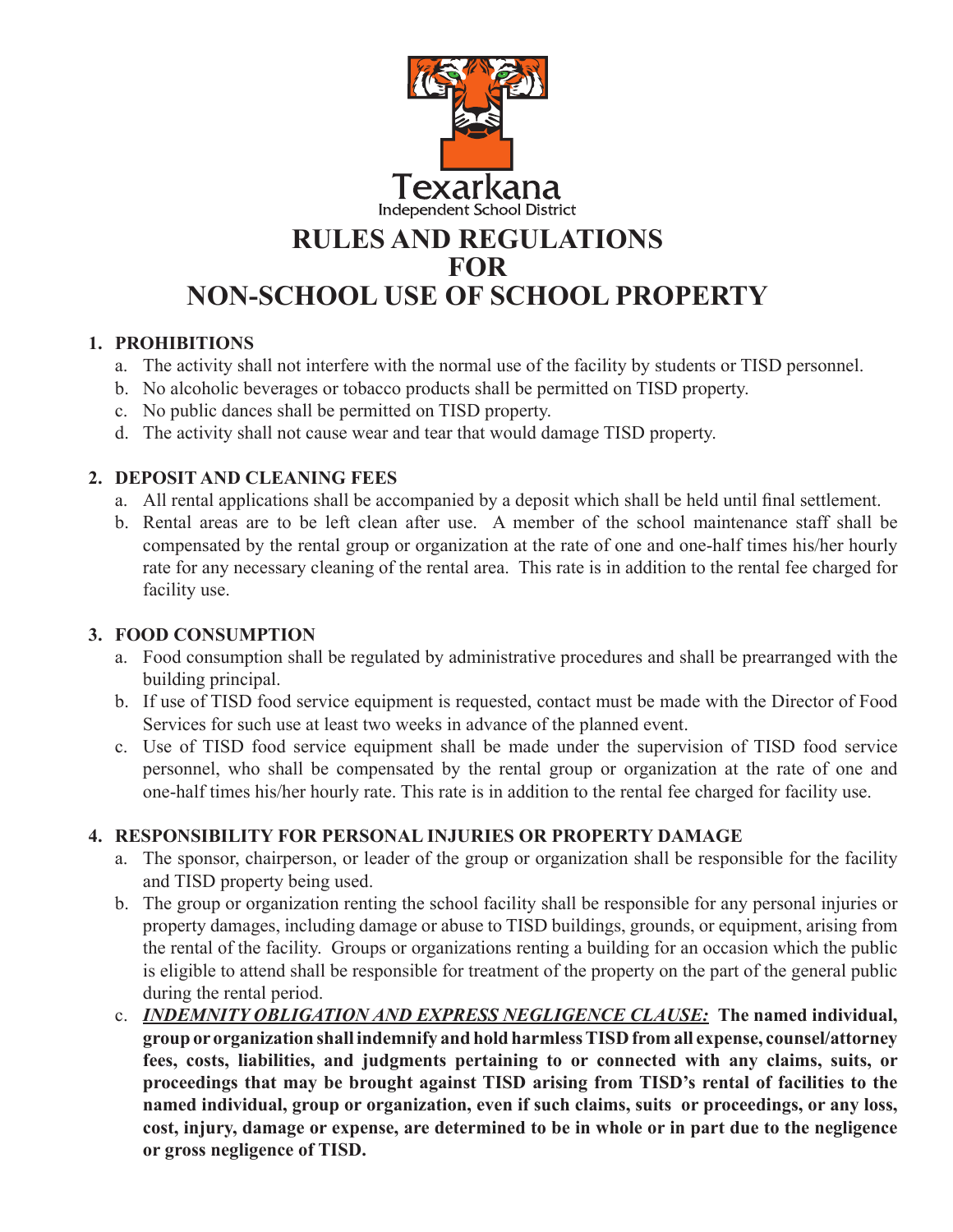Texarkana
Independent School District

# RULES AND REGULATIONS FOR NON-SCHOOL USE OF SCHOOL PROPERTY

1. **PROHIBITIONS**
   a. The activity shall not interfere with the normal use of the facility by students or TISD personnel.
   b. No alcoholic beverages or tobacco products shall be permitted on TISD property.
   c. No public dances shall be permitted on TISD property.
   d. The activity shall not cause wear and tear that would damage TISD property.

2. **DEPOSIT AND CLEANING FEES**
   a. All rental applications shall be accompanied by a deposit which shall be held until final settlement.
   b. Rental areas are to be left clean after use. A member of the school maintenance staff shall be compensated by the rental group or organization at the rate of one and one-half times his/her hourly rate for any necessary cleaning of the rental area. This rate is in addition to the rental fee charged for facility use.

3. **FOOD CONSUMPTION**
   a. Food consumption shall be regulated by administrative procedures and shall be prearranged with the building principal.
   b. If use of TISD food service equipment is requested, contact must be made with the Director of Food Services for such use at least two weeks in advance of the planned event.
   c. Use of TISD food service equipment shall be made under the supervision of TISD food service personnel, who shall be compensated by the rental group or organization at the rate of one and one-half times his/her hourly rate. This rate is in addition to the rental fee charged for facility use.

4. **RESPONSIBILITY FOR PERSONAL INJURIES OR PROPERTY DAMAGE**
   a. The sponsor, chairperson, or leader of the group or organization shall be responsible for the facility and TISD property being used.
   b. The group or organization renting the school facility shall be responsible for any personal injuries or property damages, including damage or abuse to TISD buildings, grounds, or equipment, arising from the rental of the facility. Groups or organizations renting a building for an occasion which the public is eligible to attend shall be responsible for treatment of the property on the part of the general public during the rental period.
   c. ***INDEMNITY OBLIGATION AND EXPRESS NEGLIGENCE CLAUSE:*** **The named individual, group or organization shall indemnify and hold harmless TISD from all expense, counsel/attorney fees, costs, liabilities, and judgments pertaining to or connected with any claims, suits, or proceedings that may be brought against TISD arising from TISD's rental of facilities to the named individual, group or organization, even if such claims, suits or proceedings, or any loss, cost, injury, damage or expense, are determined to be in whole or in part due to the negligence or gross negligence of TISD.**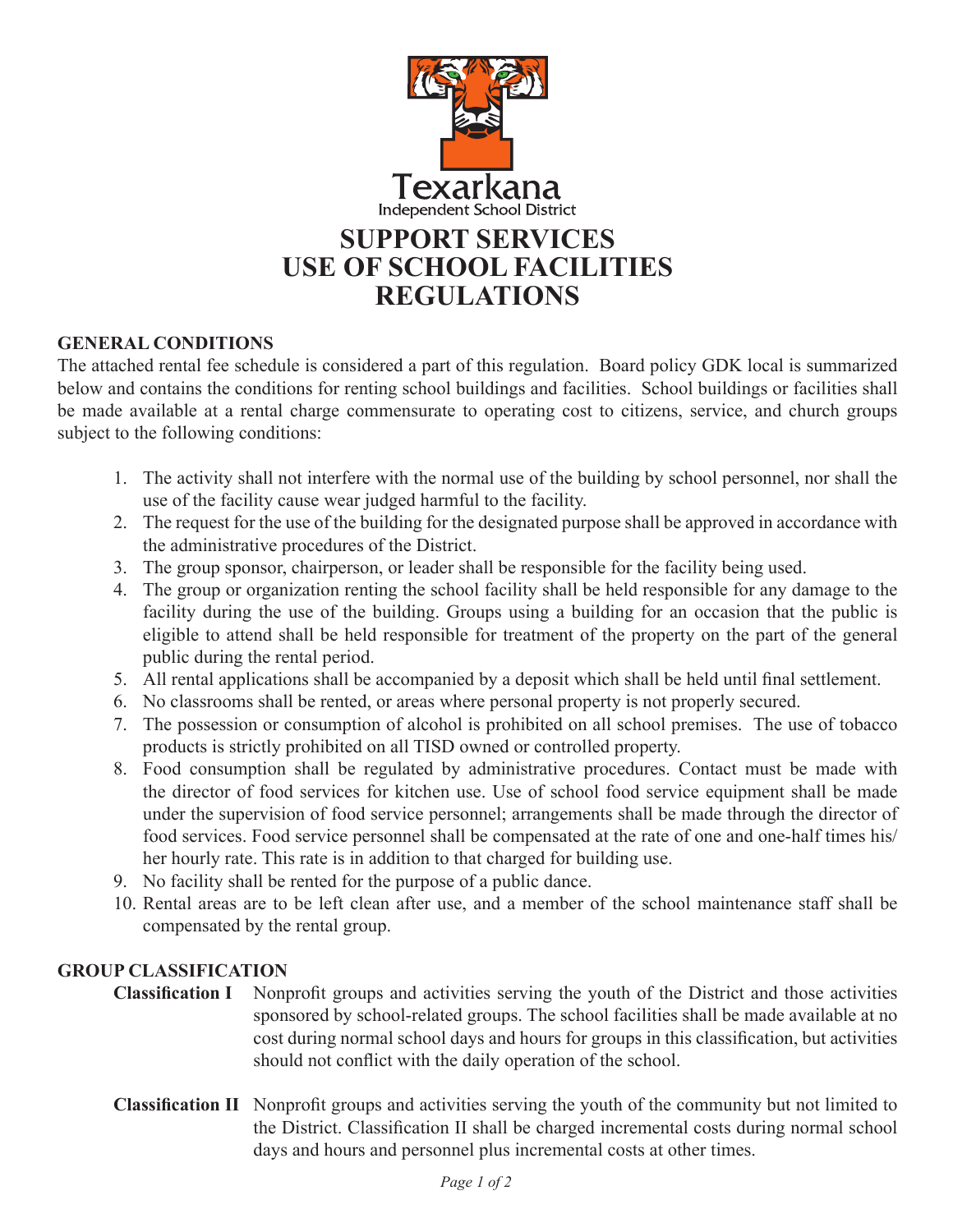Texarkana
Independent School District

# SUPPORT SERVICES
# USE OF SCHOOL FACILITIES
# REGULATIONS

## GENERAL CONDITIONS

The attached rental fee schedule is considered a part of this regulation. Board policy GDK local is summarized below and contains the conditions for renting school buildings and facilities. School buildings or facilities shall be made available at a rental charge commensurate to operating cost to citizens, service, and church groups subject to the following conditions:

1. The activity shall not interfere with the normal use of the building by school personnel, nor shall the use of the facility cause wear judged harmful to the facility.
2. The request for the use of the building for the designated purpose shall be approved in accordance with the administrative procedures of the District.
3. The group sponsor, chairperson, or leader shall be responsible for the facility being used.
4. The group or organization renting the school facility shall be held responsible for any damage to the facility during the use of the building. Groups using a building for an occasion that the public is eligible to attend shall be held responsible for treatment of the property on the part of the general public during the rental period.
5. All rental applications shall be accompanied by a deposit which shall be held until final settlement.
6. No classrooms shall be rented, or areas where personal property is not properly secured.
7. The possession or consumption of alcohol is prohibited on all school premises. The use of tobacco products is strictly prohibited on all TISD owned or controlled property.
8. Food consumption shall be regulated by administrative procedures. Contact must be made with the director of food services for kitchen use. Use of school food service equipment shall be made under the supervision of food service personnel; arrangements shall be made through the director of food services. Food service personnel shall be compensated at the rate of one and one-half times his/her hourly rate. This rate is in addition to that charged for building use.
9. No facility shall be rented for the purpose of a public dance.
10. Rental areas are to be left clean after use, and a member of the school maintenance staff shall be compensated by the rental group.

## GROUP CLASSIFICATION

**Classification I** Nonprofit groups and activities serving the youth of the District and those activities sponsored by school-related groups. The school facilities shall be made available at no cost during normal school days and hours for groups in this classification, but activities should not conflict with the daily operation of the school.

**Classification II** Nonprofit groups and activities serving the youth of the community but not limited to the District. Classification II shall be charged incremental costs during normal school days and hours and personnel plus incremental costs at other times.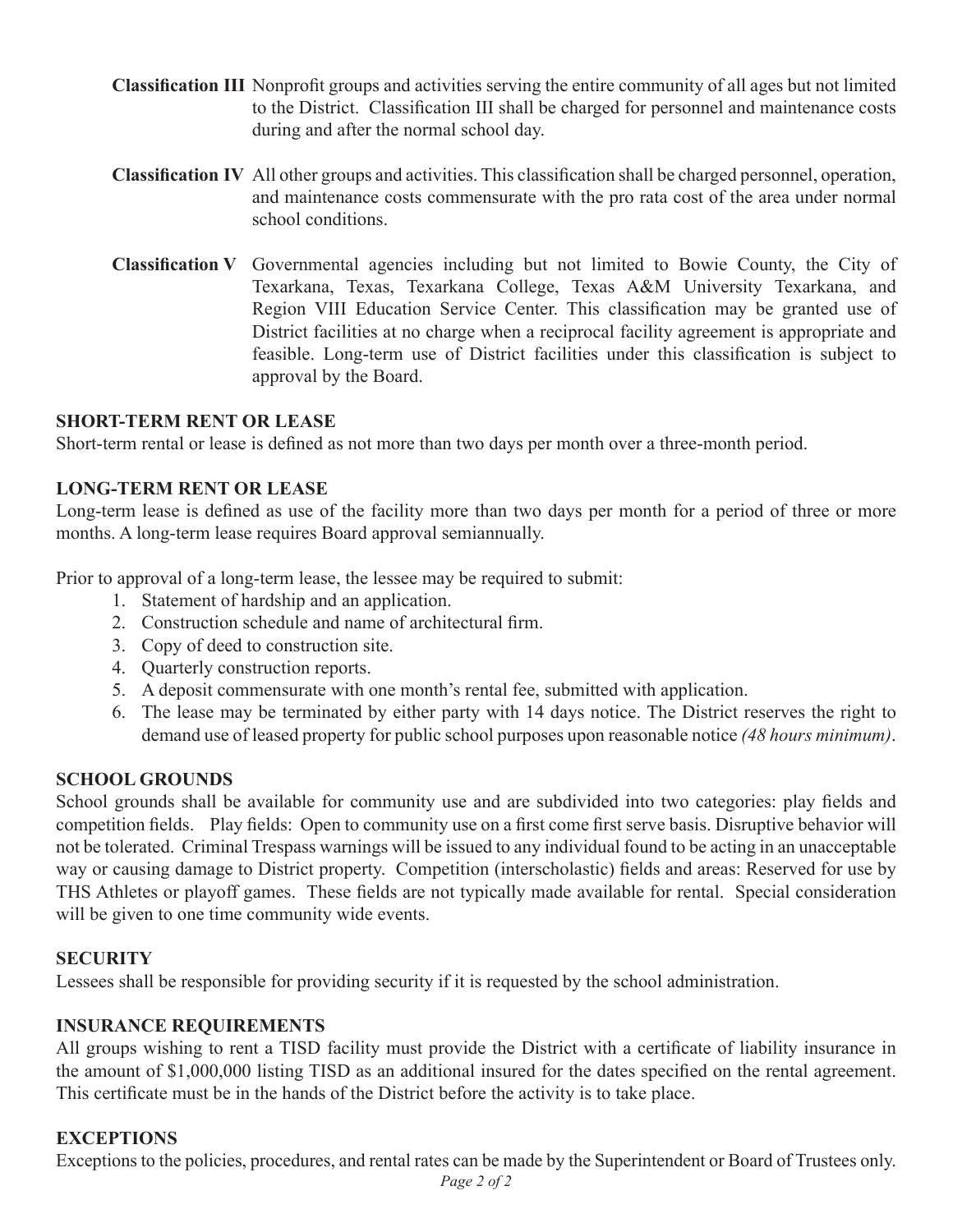**Classification III** Nonprofit groups and activities serving the entire community of all ages but not limited to the District. Classification III shall be charged for personnel and maintenance costs during and after the normal school day.

**Classification IV** All other groups and activities. This classification shall be charged personnel, operation, and maintenance costs commensurate with the pro rata cost of the area under normal school conditions.

**Classification V** Governmental agencies including but not limited to Bowie County, the City of Texarkana, Texas, Texarkana College, Texas A&M University Texarkana, and Region VIII Education Service Center. This classification may be granted use of District facilities at no charge when a reciprocal facility agreement is appropriate and feasible. Long-term use of District facilities under this classification is subject to approval by the Board.

## SHORT-TERM RENT OR LEASE

Short-term rental or lease is defined as not more than two days per month over a three-month period.

## LONG-TERM RENT OR LEASE

Long-term lease is defined as use of the facility more than two days per month for a period of three or more months. A long-term lease requires Board approval semiannually.

Prior to approval of a long-term lease, the lessee may be required to submit:

1. Statement of hardship and an application.
2. Construction schedule and name of architectural firm.
3. Copy of deed to construction site.
4. Quarterly construction reports.
5. A deposit commensurate with one month's rental fee, submitted with application.
6. The lease may be terminated by either party with 14 days notice. The District reserves the right to demand use of leased property for public school purposes upon reasonable notice *(48 hours minimum)*.

## SCHOOL GROUNDS

School grounds shall be available for community use and are subdivided into two categories: play fields and competition fields. Play fields: Open to community use on a first come first serve basis. Disruptive behavior will not be tolerated. Criminal Trespass warnings will be issued to any individual found to be acting in an unacceptable way or causing damage to District property. Competition (interscholastic) fields and areas: Reserved for use by THS Athletes or playoff games. These fields are not typically made available for rental. Special consideration will be given to one time community wide events.

## SECURITY

Lessees shall be responsible for providing security if it is requested by the school administration.

## INSURANCE REQUIREMENTS

All groups wishing to rent a TISD facility must provide the District with a certificate of liability insurance in the amount of $1,000,000 listing TISD as an additional insured for the dates specified on the rental agreement. This certificate must be in the hands of the District before the activity is to take place.

## EXCEPTIONS

Exceptions to the policies, procedures, and rental rates can be made by the Superintendent or Board of Trustees only.